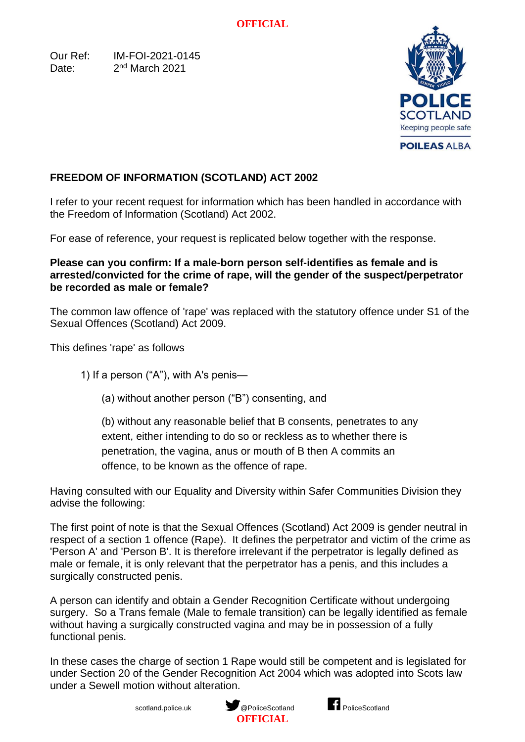Our Ref: IM-FOI-2021-0145
Date: 2nd March 2021

## FREEDOM OF INFORMATION (SCOTLAND) ACT 2002

I refer to your recent request for information which has been handled in accordance with the Freedom of Information (Scotland) Act 2002.

For ease of reference, your request is replicated below together with the response.

**Please can you confirm: If a male-born person self-identifies as female and is arrested/convicted for the crime of rape, will the gender of the suspect/perpetrator be recorded as male or female?**

The common law offence of 'rape' was replaced with the statutory offence under S1 of the Sexual Offences (Scotland) Act 2009.

This defines 'rape' as follows

1) If a person (“A”), with A's penis—

   (a) without another person (“B”) consenting, and

   (b) without any reasonable belief that B consents, penetrates to any extent, either intending to do so or reckless as to whether there is penetration, the vagina, anus or mouth of B then A commits an offence, to be known as the offence of rape.

Having consulted with our Equality and Diversity within Safer Communities Division they advise the following:

The first point of note is that the Sexual Offences (Scotland) Act 2009 is gender neutral in respect of a section 1 offence (Rape). It defines the perpetrator and victim of the crime as 'Person A' and 'Person B'. It is therefore irrelevant if the perpetrator is legally defined as male or female, it is only relevant that the perpetrator has a penis, and this includes a surgically constructed penis.

A person can identify and obtain a Gender Recognition Certificate without undergoing surgery. So a Trans female (Male to female transition) can be legally identified as female without having a surgically constructed vagina and may be in possession of a fully functional penis.

In these cases the charge of section 1 Rape would still be competent and is legislated for under Section 20 of the Gender Recognition Act 2004 which was adopted into Scots law under a Sewell motion without alteration.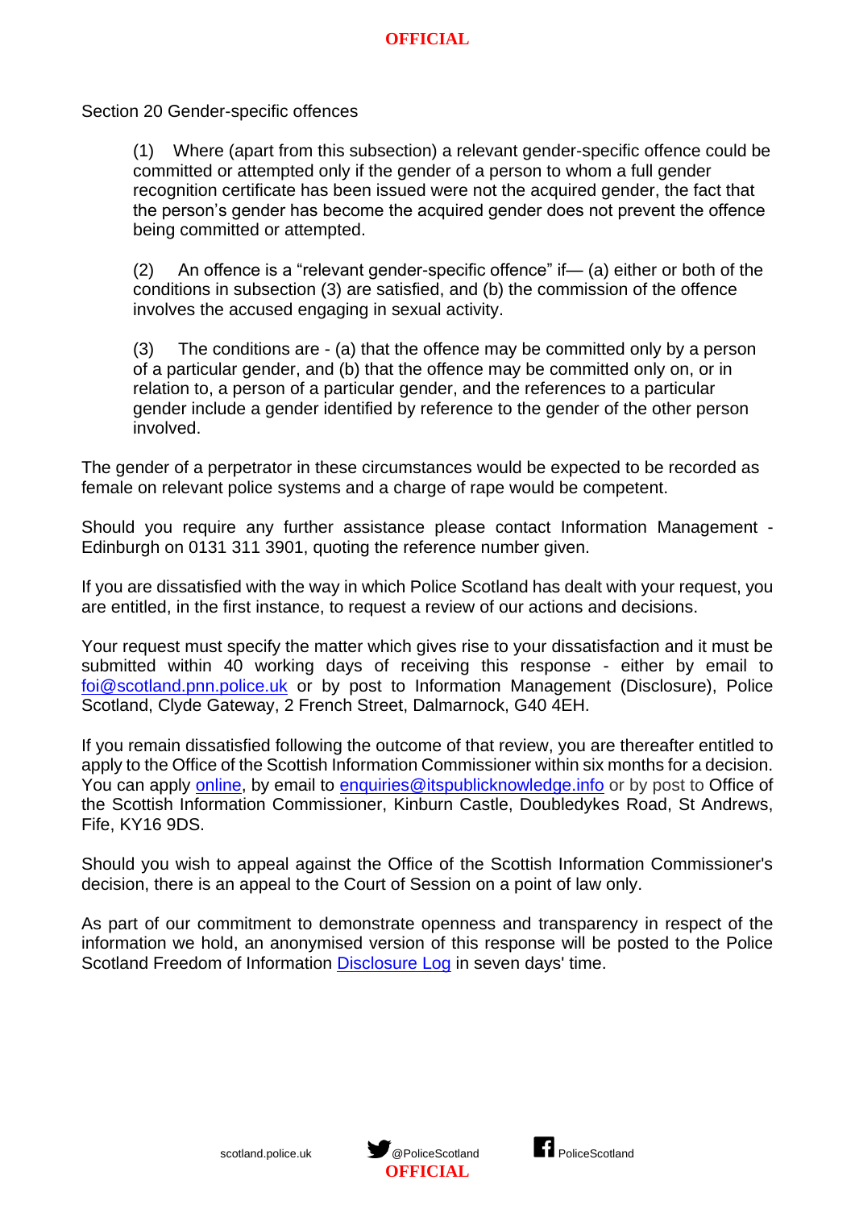Section 20 Gender-specific offences

> (1) Where (apart from this subsection) a relevant gender-specific offence could be committed or attempted only if the gender of a person to whom a full gender recognition certificate has been issued were not the acquired gender, the fact that the person's gender has become the acquired gender does not prevent the offence being committed or attempted.
>
> (2) An offence is a "relevant gender-specific offence" if— (a) either or both of the conditions in subsection (3) are satisfied, and (b) the commission of the offence involves the accused engaging in sexual activity.
>
> (3) The conditions are - (a) that the offence may be committed only by a person of a particular gender, and (b) that the offence may be committed only on, or in relation to, a person of a particular gender, and the references to a particular gender include a gender identified by reference to the gender of the other person involved.

The gender of a perpetrator in these circumstances would be expected to be recorded as female on relevant police systems and a charge of rape would be competent.

Should you require any further assistance please contact Information Management - Edinburgh on 0131 311 3901, quoting the reference number given.

If you are dissatisfied with the way in which Police Scotland has dealt with your request, you are entitled, in the first instance, to request a review of our actions and decisions.

Your request must specify the matter which gives rise to your dissatisfaction and it must be submitted within 40 working days of receiving this response - either by email to foi@scotland.pnn.police.uk or by post to Information Management (Disclosure), Police Scotland, Clyde Gateway, 2 French Street, Dalmarnock, G40 4EH.

If you remain dissatisfied following the outcome of that review, you are thereafter entitled to apply to the Office of the Scottish Information Commissioner within six months for a decision. You can apply online, by email to enquiries@itspublicknowledge.info or by post to Office of the Scottish Information Commissioner, Kinburn Castle, Doubledykes Road, St Andrews, Fife, KY16 9DS.

Should you wish to appeal against the Office of the Scottish Information Commissioner's decision, there is an appeal to the Court of Session on a point of law only.

As part of our commitment to demonstrate openness and transparency in respect of the information we hold, an anonymised version of this response will be posted to the Police Scotland Freedom of Information Disclosure Log in seven days' time.